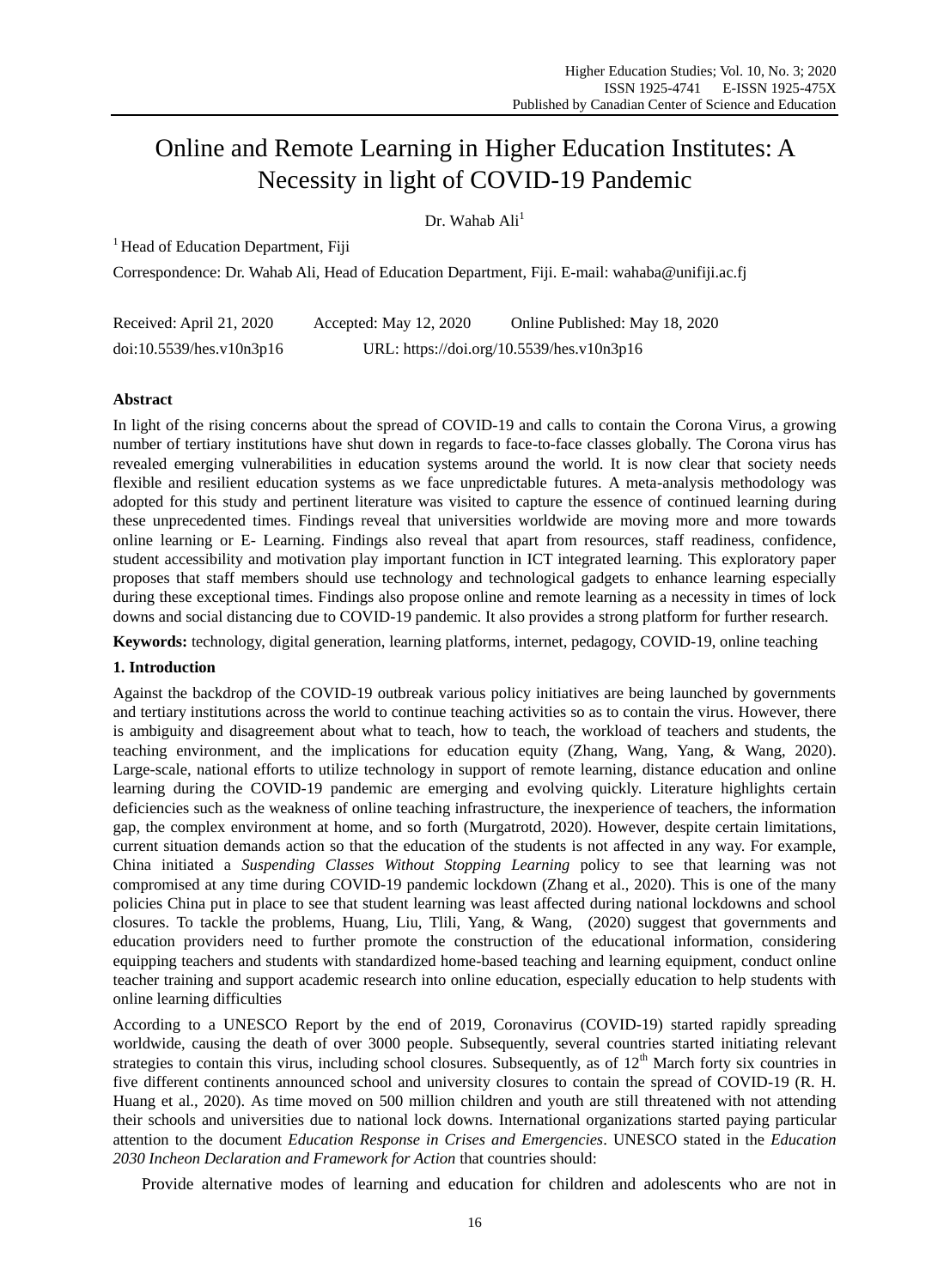# Online and Remote Learning in Higher Education Institutes: A Necessity in light of COVID-19 Pandemic

Dr. Wahab Ali[1]

[1] Head of Education Department, Fiji

Correspondence: Dr. Wahab Ali, Head of Education Department, Fiji. E-mail: wahaba@unifiji.ac.fj

Received: April 21, 2020 Accepted: May 12, 2020 Online Published: May 18, 2020

doi:10.5539/hes.v10n3p16 URL: https://doi.org/10.5539/hes.v10n3p16

## Abstract

In light of the rising concerns about the spread of COVID-19 and calls to contain the Corona Virus, a growing number of tertiary institutions have shut down in regards to face-to-face classes globally. The Corona virus has revealed emerging vulnerabilities in education systems around the world. It is now clear that society needs flexible and resilient education systems as we face unpredictable futures. A meta-analysis methodology was adopted for this study and pertinent literature was visited to capture the essence of continued learning during these unprecedented times. Findings reveal that universities worldwide are moving more and more towards online learning or E- Learning. Findings also reveal that apart from resources, staff readiness, confidence, student accessibility and motivation play important function in ICT integrated learning. This exploratory paper proposes that staff members should use technology and technological gadgets to enhance learning especially during these exceptional times. Findings also propose online and remote learning as a necessity in times of lock downs and social distancing due to COVID-19 pandemic. It also provides a strong platform for further research.

**Keywords:** technology, digital generation, learning platforms, internet, pedagogy, COVID-19, online teaching

## 1. Introduction

Against the backdrop of the COVID-19 outbreak various policy initiatives are being launched by governments and tertiary institutions across the world to continue teaching activities so as to contain the virus. However, there is ambiguity and disagreement about what to teach, how to teach, the workload of teachers and students, the teaching environment, and the implications for education equity (Zhang, Wang, Yang, & Wang, 2020). Large-scale, national efforts to utilize technology in support of remote learning, distance education and online learning during the COVID-19 pandemic are emerging and evolving quickly. Literature highlights certain deficiencies such as the weakness of online teaching infrastructure, the inexperience of teachers, the information gap, the complex environment at home, and so forth (Murgatrotd, 2020). However, despite certain limitations, current situation demands action so that the education of the students is not affected in any way. For example, China initiated a *Suspending Classes Without Stopping Learning* policy to see that learning was not compromised at any time during COVID-19 pandemic lockdown (Zhang et al., 2020). This is one of the many policies China put in place to see that student learning was least affected during national lockdowns and school closures. To tackle the problems, Huang, Liu, Tlili, Yang, & Wang, (2020) suggest that governments and education providers need to further promote the construction of the educational information, considering equipping teachers and students with standardized home-based teaching and learning equipment, conduct online teacher training and support academic research into online education, especially education to help students with online learning difficulties

According to a UNESCO Report by the end of 2019, Coronavirus (COVID-19) started rapidly spreading worldwide, causing the death of over 3000 people. Subsequently, several countries started initiating relevant strategies to contain this virus, including school closures. Subsequently, as of 12th March forty six countries in five different continents announced school and university closures to contain the spread of COVID-19 (R. H. Huang et al., 2020). As time moved on 500 million children and youth are still threatened with not attending their schools and universities due to national lock downs. International organizations started paying particular attention to the document *Education Response in Crises and Emergencies*. UNESCO stated in the *Education 2030 Incheon Declaration and Framework for Action* that countries should:

Provide alternative modes of learning and education for children and adolescents who are not in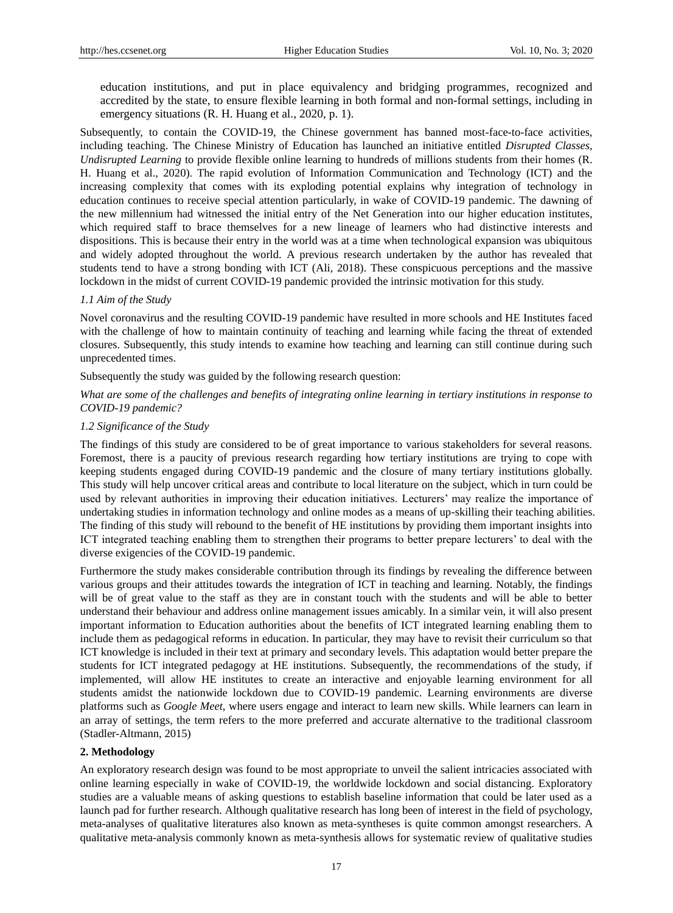> education institutions, and put in place equivalency and bridging programmes, recognized and accredited by the state, to ensure flexible learning in both formal and non-formal settings, including in emergency situations (R. H. Huang et al., 2020, p. 1).

Subsequently, to contain the COVID-19, the Chinese government has banned most-face-to-face activities, including teaching. The Chinese Ministry of Education has launched an initiative entitled *Disrupted Classes, Undisrupted Learning* to provide flexible online learning to hundreds of millions students from their homes (R. H. Huang et al., 2020). The rapid evolution of Information Communication and Technology (ICT) and the increasing complexity that comes with its exploding potential explains why integration of technology in education continues to receive special attention particularly, in wake of COVID-19 pandemic. The dawning of the new millennium had witnessed the initial entry of the Net Generation into our higher education institutes, which required staff to brace themselves for a new lineage of learners who had distinctive interests and dispositions. This is because their entry in the world was at a time when technological expansion was ubiquitous and widely adopted throughout the world. A previous research undertaken by the author has revealed that students tend to have a strong bonding with ICT (Ali, 2018). These conspicuous perceptions and the massive lockdown in the midst of current COVID-19 pandemic provided the intrinsic motivation for this study.

### *1.1 Aim of the Study*

Novel coronavirus and the resulting COVID-19 pandemic have resulted in more schools and HE Institutes faced with the challenge of how to maintain continuity of teaching and learning while facing the threat of extended closures. Subsequently, this study intends to examine how teaching and learning can still continue during such unprecedented times.

Subsequently the study was guided by the following research question:

*What are some of the challenges and benefits of integrating online learning in tertiary institutions in response to COVID-19 pandemic?*

### *1.2 Significance of the Study*

The findings of this study are considered to be of great importance to various stakeholders for several reasons. Foremost, there is a paucity of previous research regarding how tertiary institutions are trying to cope with keeping students engaged during COVID-19 pandemic and the closure of many tertiary institutions globally. This study will help uncover critical areas and contribute to local literature on the subject, which in turn could be used by relevant authorities in improving their education initiatives. Lecturers' may realize the importance of undertaking studies in information technology and online modes as a means of up-skilling their teaching abilities. The finding of this study will rebound to the benefit of HE institutions by providing them important insights into ICT integrated teaching enabling them to strengthen their programs to better prepare lecturers' to deal with the diverse exigencies of the COVID-19 pandemic.

Furthermore the study makes considerable contribution through its findings by revealing the difference between various groups and their attitudes towards the integration of ICT in teaching and learning. Notably, the findings will be of great value to the staff as they are in constant touch with the students and will be able to better understand their behaviour and address online management issues amicably. In a similar vein, it will also present important information to Education authorities about the benefits of ICT integrated learning enabling them to include them as pedagogical reforms in education. In particular, they may have to revisit their curriculum so that ICT knowledge is included in their text at primary and secondary levels. This adaptation would better prepare the students for ICT integrated pedagogy at HE institutions. Subsequently, the recommendations of the study, if implemented, will allow HE institutes to create an interactive and enjoyable learning environment for all students amidst the nationwide lockdown due to COVID-19 pandemic. Learning environments are diverse platforms such as *Google Meet*, where users engage and interact to learn new skills. While learners can learn in an array of settings, the term refers to the more preferred and accurate alternative to the traditional classroom (Stadler-Altmann, 2015)

## **2. Methodology**

An exploratory research design was found to be most appropriate to unveil the salient intricacies associated with online learning especially in wake of COVID-19, the worldwide lockdown and social distancing. Exploratory studies are a valuable means of asking questions to establish baseline information that could be later used as a launch pad for further research. Although qualitative research has long been of interest in the field of psychology, meta-analyses of qualitative literatures also known as meta-syntheses is quite common amongst researchers. A qualitative meta-analysis commonly known as meta-synthesis allows for systematic review of qualitative studies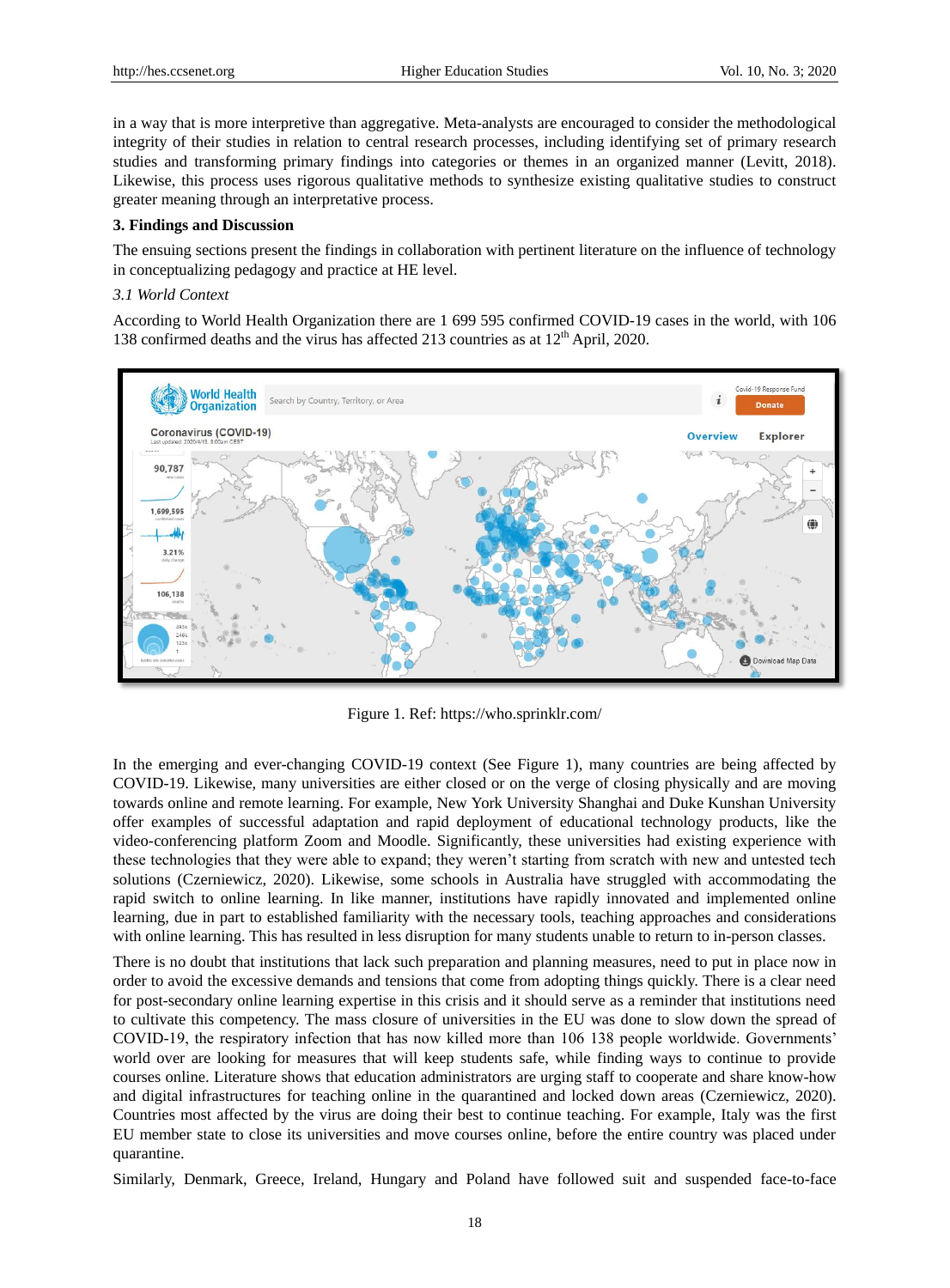in a way that is more interpretive than aggregative. Meta-analysts are encouraged to consider the methodological integrity of their studies in relation to central research processes, including identifying set of primary research studies and transforming primary findings into categories or themes in an organized manner (Levitt, 2018). Likewise, this process uses rigorous qualitative methods to synthesize existing qualitative studies to construct greater meaning through an interpretative process.

## 3. Findings and Discussion

The ensuing sections present the findings in collaboration with pertinent literature on the influence of technology in conceptualizing pedagogy and practice at HE level.

### *3.1 World Context*

According to World Health Organization there are 1 699 595 confirmed COVID-19 cases in the world, with 106 138 confirmed deaths and the virus has affected 213 countries as at 12th April, 2020.

Figure 1. Ref: https://who.sprinklr.com/

In the emerging and ever-changing COVID-19 context (See Figure 1), many countries are being affected by COVID-19. Likewise, many universities are either closed or on the verge of closing physically and are moving towards online and remote learning. For example, New York University Shanghai and Duke Kunshan University offer examples of successful adaptation and rapid deployment of educational technology products, like the video-conferencing platform Zoom and Moodle. Significantly, these universities had existing experience with these technologies that they were able to expand; they weren't starting from scratch with new and untested tech solutions (Czerniewicz, 2020). Likewise, some schools in Australia have struggled with accommodating the rapid switch to online learning. In like manner, institutions have rapidly innovated and implemented online learning, due in part to established familiarity with the necessary tools, teaching approaches and considerations with online learning. This has resulted in less disruption for many students unable to return to in-person classes.

There is no doubt that institutions that lack such preparation and planning measures, need to put in place now in order to avoid the excessive demands and tensions that come from adopting things quickly. There is a clear need for post-secondary online learning expertise in this crisis and it should serve as a reminder that institutions need to cultivate this competency. The mass closure of universities in the EU was done to slow down the spread of COVID-19, the respiratory infection that has now killed more than 106 138 people worldwide. Governments' world over are looking for measures that will keep students safe, while finding ways to continue to provide courses online. Literature shows that education administrators are urging staff to cooperate and share know-how and digital infrastructures for teaching online in the quarantined and locked down areas (Czerniewicz, 2020). Countries most affected by the virus are doing their best to continue teaching. For example, Italy was the first EU member state to close its universities and move courses online, before the entire country was placed under quarantine.

Similarly, Denmark, Greece, Ireland, Hungary and Poland have followed suit and suspended face-to-face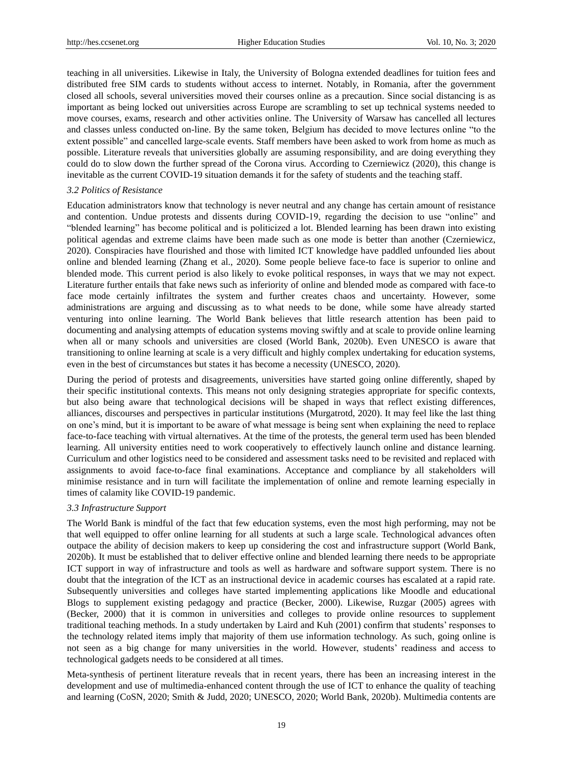teaching in all universities. Likewise in Italy, the University of Bologna extended deadlines for tuition fees and distributed free SIM cards to students without access to internet. Notably, in Romania, after the government closed all schools, several universities moved their courses online as a precaution. Since social distancing is as important as being locked out universities across Europe are scrambling to set up technical systems needed to move courses, exams, research and other activities online. The University of Warsaw has cancelled all lectures and classes unless conducted on-line. By the same token, Belgium has decided to move lectures online "to the extent possible" and cancelled large-scale events. Staff members have been asked to work from home as much as possible. Literature reveals that universities globally are assuming responsibility, and are doing everything they could do to slow down the further spread of the Corona virus. According to Czerniewicz (2020), this change is inevitable as the current COVID-19 situation demands it for the safety of students and the teaching staff.

### *3.2 Politics of Resistance*

Education administrators know that technology is never neutral and any change has certain amount of resistance and contention. Undue protests and dissents during COVID-19, regarding the decision to use "online" and "blended learning" has become political and is politicized a lot. Blended learning has been drawn into existing political agendas and extreme claims have been made such as one mode is better than another (Czerniewicz, 2020). Conspiracies have flourished and those with limited ICT knowledge have paddled unfounded lies about online and blended learning (Zhang et al., 2020). Some people believe face-to face is superior to online and blended mode. This current period is also likely to evoke political responses, in ways that we may not expect. Literature further entails that fake news such as inferiority of online and blended mode as compared with face-to face mode certainly infiltrates the system and further creates chaos and uncertainty. However, some administrations are arguing and discussing as to what needs to be done, while some have already started venturing into online learning. The World Bank believes that little research attention has been paid to documenting and analysing attempts of education systems moving swiftly and at scale to provide online learning when all or many schools and universities are closed (World Bank, 2020b). Even UNESCO is aware that transitioning to online learning at scale is a very difficult and highly complex undertaking for education systems, even in the best of circumstances but states it has become a necessity (UNESCO, 2020).

During the period of protests and disagreements, universities have started going online differently, shaped by their specific institutional contexts. This means not only designing strategies appropriate for specific contexts, but also being aware that technological decisions will be shaped in ways that reflect existing differences, alliances, discourses and perspectives in particular institutions (Murgatrotd, 2020). It may feel like the last thing on one's mind, but it is important to be aware of what message is being sent when explaining the need to replace face-to-face teaching with virtual alternatives. At the time of the protests, the general term used has been blended learning. All university entities need to work cooperatively to effectively launch online and distance learning. Curriculum and other logistics need to be considered and assessment tasks need to be revisited and replaced with assignments to avoid face-to-face final examinations. Acceptance and compliance by all stakeholders will minimise resistance and in turn will facilitate the implementation of online and remote learning especially in times of calamity like COVID-19 pandemic.

### *3.3 Infrastructure Support*

The World Bank is mindful of the fact that few education systems, even the most high performing, may not be that well equipped to offer online learning for all students at such a large scale. Technological advances often outpace the ability of decision makers to keep up considering the cost and infrastructure support (World Bank, 2020b). It must be established that to deliver effective online and blended learning there needs to be appropriate ICT support in way of infrastructure and tools as well as hardware and software support system. There is no doubt that the integration of the ICT as an instructional device in academic courses has escalated at a rapid rate. Subsequently universities and colleges have started implementing applications like Moodle and educational Blogs to supplement existing pedagogy and practice (Becker, 2000). Likewise, Ruzgar (2005) agrees with (Becker, 2000) that it is common in universities and colleges to provide online resources to supplement traditional teaching methods. In a study undertaken by Laird and Kuh (2001) confirm that students' responses to the technology related items imply that majority of them use information technology. As such, going online is not seen as a big change for many universities in the world. However, students' readiness and access to technological gadgets needs to be considered at all times.

Meta-synthesis of pertinent literature reveals that in recent years, there has been an increasing interest in the development and use of multimedia-enhanced content through the use of ICT to enhance the quality of teaching and learning (CoSN, 2020; Smith & Judd, 2020; UNESCO, 2020; World Bank, 2020b). Multimedia contents are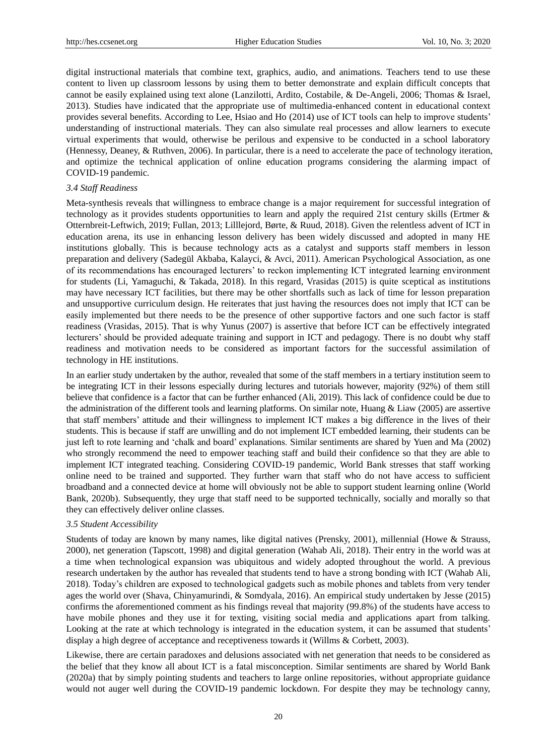digital instructional materials that combine text, graphics, audio, and animations. Teachers tend to use these content to liven up classroom lessons by using them to better demonstrate and explain difficult concepts that cannot be easily explained using text alone (Lanzilotti, Ardito, Costabile, & De-Angeli, 2006; Thomas & Israel, 2013). Studies have indicated that the appropriate use of multimedia-enhanced content in educational context provides several benefits. According to Lee, Hsiao and Ho (2014) use of ICT tools can help to improve students' understanding of instructional materials. They can also simulate real processes and allow learners to execute virtual experiments that would, otherwise be perilous and expensive to be conducted in a school laboratory (Hennessy, Deaney, & Ruthven, 2006). In particular, there is a need to accelerate the pace of technology iteration, and optimize the technical application of online education programs considering the alarming impact of COVID-19 pandemic.

### *3.4 Staff Readiness*

Meta-synthesis reveals that willingness to embrace change is a major requirement for successful integration of technology as it provides students opportunities to learn and apply the required 21st century skills (Ertmer & Otternbreit-Leftwich, 2019; Fullan, 2013; Lilllejord, Børte, & Ruud, 2018). Given the relentless advent of ICT in education arena, its use in enhancing lesson delivery has been widely discussed and adopted in many HE institutions globally. This is because technology acts as a catalyst and supports staff members in lesson preparation and delivery (Sadegül Akbaba, Kalayci, & Avci, 2011). American Psychological Association, as one of its recommendations has encouraged lecturers' to reckon implementing ICT integrated learning environment for students (Li, Yamaguchi, & Takada, 2018). In this regard, Vrasidas (2015) is quite sceptical as institutions may have necessary ICT facilities, but there may be other shortfalls such as lack of time for lesson preparation and unsupportive curriculum design. He reiterates that just having the resources does not imply that ICT can be easily implemented but there needs to be the presence of other supportive factors and one such factor is staff readiness (Vrasidas, 2015). That is why Yunus (2007) is assertive that before ICT can be effectively integrated lecturers' should be provided adequate training and support in ICT and pedagogy. There is no doubt why staff readiness and motivation needs to be considered as important factors for the successful assimilation of technology in HE institutions.

In an earlier study undertaken by the author, revealed that some of the staff members in a tertiary institution seem to be integrating ICT in their lessons especially during lectures and tutorials however, majority (92%) of them still believe that confidence is a factor that can be further enhanced (Ali, 2019). This lack of confidence could be due to the administration of the different tools and learning platforms. On similar note, Huang & Liaw (2005) are assertive that staff members' attitude and their willingness to implement ICT makes a big difference in the lives of their students. This is because if staff are unwilling and do not implement ICT embedded learning, their students can be just left to rote learning and 'chalk and board' explanations. Similar sentiments are shared by Yuen and Ma (2002) who strongly recommend the need to empower teaching staff and build their confidence so that they are able to implement ICT integrated teaching. Considering COVID-19 pandemic, World Bank stresses that staff working online need to be trained and supported. They further warn that staff who do not have access to sufficient broadband and a connected device at home will obviously not be able to support student learning online (World Bank, 2020b). Subsequently, they urge that staff need to be supported technically, socially and morally so that they can effectively deliver online classes.

### *3.5 Student Accessibility*

Students of today are known by many names, like digital natives (Prensky, 2001), millennial (Howe & Strauss, 2000), net generation (Tapscott, 1998) and digital generation (Wahab Ali, 2018). Their entry in the world was at a time when technological expansion was ubiquitous and widely adopted throughout the world. A previous research undertaken by the author has revealed that students tend to have a strong bonding with ICT (Wahab Ali, 2018). Today's children are exposed to technological gadgets such as mobile phones and tablets from very tender ages the world over (Shava, Chinyamurindi, & Somdyala, 2016). An empirical study undertaken by Jesse (2015) confirms the aforementioned comment as his findings reveal that majority (99.8%) of the students have access to have mobile phones and they use it for texting, visiting social media and applications apart from talking. Looking at the rate at which technology is integrated in the education system, it can be assumed that students' display a high degree of acceptance and receptiveness towards it (Willms & Corbett, 2003).

Likewise, there are certain paradoxes and delusions associated with net generation that needs to be considered as the belief that they know all about ICT is a fatal misconception. Similar sentiments are shared by World Bank (2020a) that by simply pointing students and teachers to large online repositories, without appropriate guidance would not auger well during the COVID-19 pandemic lockdown. For despite they may be technology canny,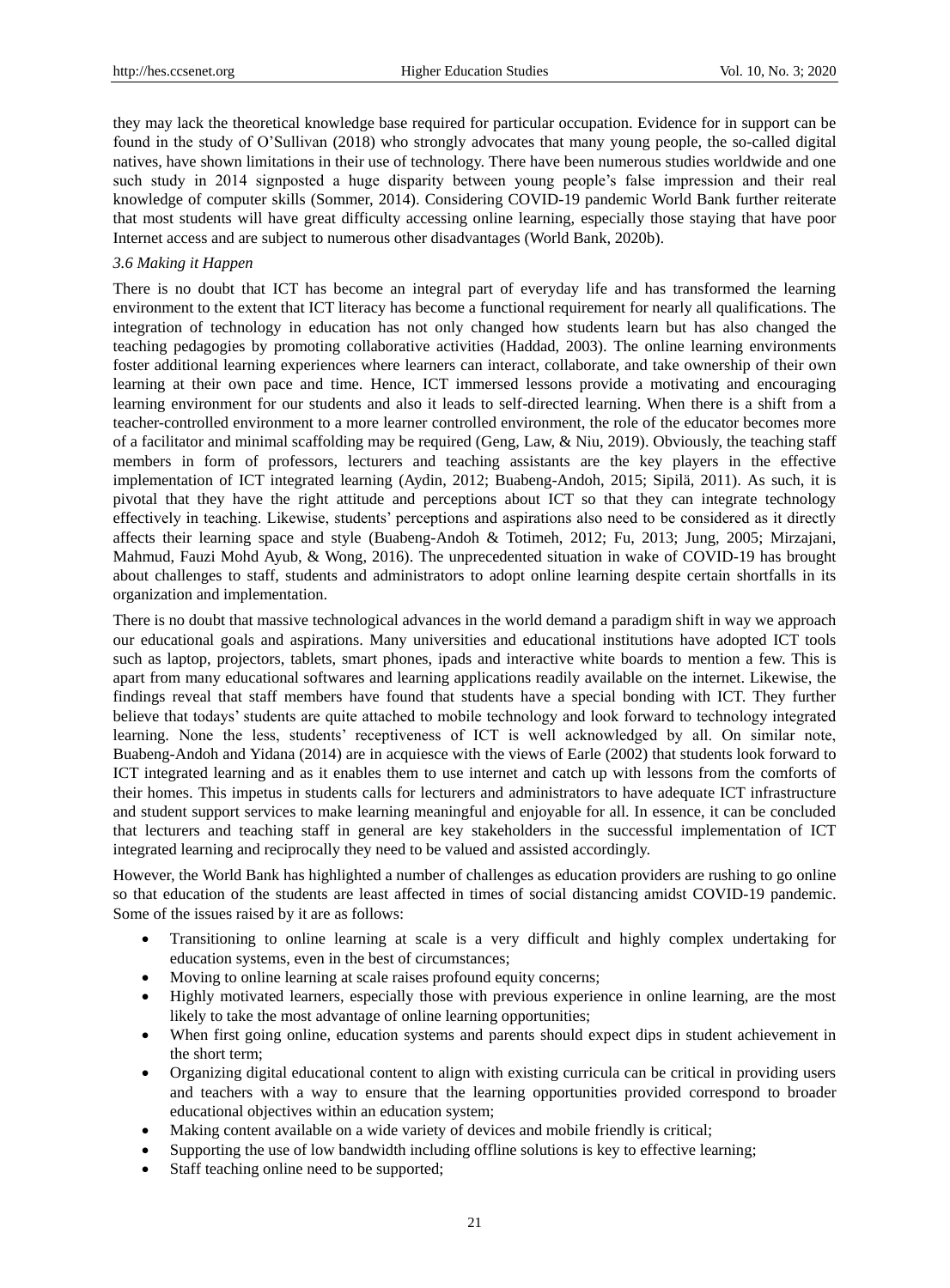they may lack the theoretical knowledge base required for particular occupation. Evidence for in support can be found in the study of O'Sullivan (2018) who strongly advocates that many young people, the so-called digital natives, have shown limitations in their use of technology. There have been numerous studies worldwide and one such study in 2014 signposted a huge disparity between young people's false impression and their real knowledge of computer skills (Sommer, 2014). Considering COVID-19 pandemic World Bank further reiterate that most students will have great difficulty accessing online learning, especially those staying that have poor Internet access and are subject to numerous other disadvantages (World Bank, 2020b).

### *3.6 Making it Happen*

There is no doubt that ICT has become an integral part of everyday life and has transformed the learning environment to the extent that ICT literacy has become a functional requirement for nearly all qualifications. The integration of technology in education has not only changed how students learn but has also changed the teaching pedagogies by promoting collaborative activities (Haddad, 2003). The online learning environments foster additional learning experiences where learners can interact, collaborate, and take ownership of their own learning at their own pace and time. Hence, ICT immersed lessons provide a motivating and encouraging learning environment for our students and also it leads to self-directed learning. When there is a shift from a teacher-controlled environment to a more learner controlled environment, the role of the educator becomes more of a facilitator and minimal scaffolding may be required (Geng, Law, & Niu, 2019). Obviously, the teaching staff members in form of professors, lecturers and teaching assistants are the key players in the effective implementation of ICT integrated learning (Aydin, 2012; Buabeng-Andoh, 2015; Sipilä, 2011). As such, it is pivotal that they have the right attitude and perceptions about ICT so that they can integrate technology effectively in teaching. Likewise, students' perceptions and aspirations also need to be considered as it directly affects their learning space and style (Buabeng-Andoh & Totimeh, 2012; Fu, 2013; Jung, 2005; Mirzajani, Mahmud, Fauzi Mohd Ayub, & Wong, 2016). The unprecedented situation in wake of COVID-19 has brought about challenges to staff, students and administrators to adopt online learning despite certain shortfalls in its organization and implementation.

There is no doubt that massive technological advances in the world demand a paradigm shift in way we approach our educational goals and aspirations. Many universities and educational institutions have adopted ICT tools such as laptop, projectors, tablets, smart phones, ipads and interactive white boards to mention a few. This is apart from many educational softwares and learning applications readily available on the internet. Likewise, the findings reveal that staff members have found that students have a special bonding with ICT. They further believe that todays' students are quite attached to mobile technology and look forward to technology integrated learning. None the less, students' receptiveness of ICT is well acknowledged by all. On similar note, Buabeng-Andoh and Yidana (2014) are in acquiesce with the views of Earle (2002) that students look forward to ICT integrated learning and as it enables them to use internet and catch up with lessons from the comforts of their homes. This impetus in students calls for lecturers and administrators to have adequate ICT infrastructure and student support services to make learning meaningful and enjoyable for all. In essence, it can be concluded that lecturers and teaching staff in general are key stakeholders in the successful implementation of ICT integrated learning and reciprocally they need to be valued and assisted accordingly.

However, the World Bank has highlighted a number of challenges as education providers are rushing to go online so that education of the students are least affected in times of social distancing amidst COVID-19 pandemic. Some of the issues raised by it are as follows:

- Transitioning to online learning at scale is a very difficult and highly complex undertaking for education systems, even in the best of circumstances;
- Moving to online learning at scale raises profound equity concerns;
- Highly motivated learners, especially those with previous experience in online learning, are the most likely to take the most advantage of online learning opportunities;
- When first going online, education systems and parents should expect dips in student achievement in the short term;
- Organizing digital educational content to align with existing curricula can be critical in providing users and teachers with a way to ensure that the learning opportunities provided correspond to broader educational objectives within an education system;
- Making content available on a wide variety of devices and mobile friendly is critical;
- Supporting the use of low bandwidth including offline solutions is key to effective learning;
- Staff teaching online need to be supported;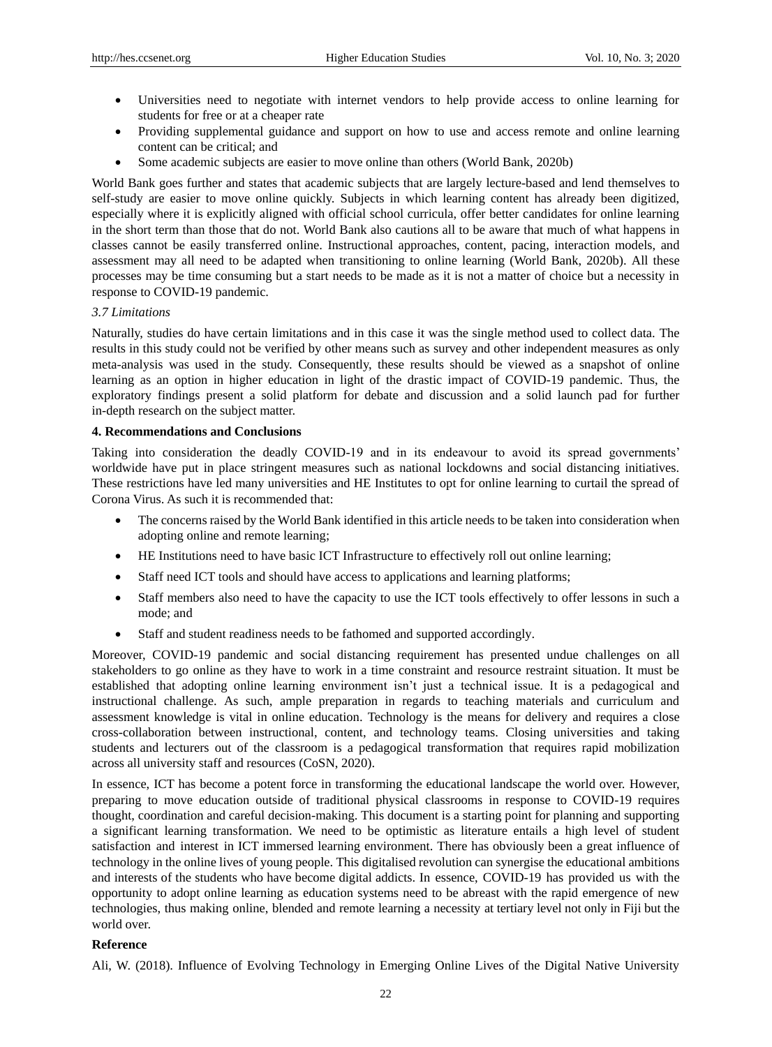- Universities need to negotiate with internet vendors to help provide access to online learning for students for free or at a cheaper rate
- Providing supplemental guidance and support on how to use and access remote and online learning content can be critical; and
- Some academic subjects are easier to move online than others (World Bank, 2020b)

World Bank goes further and states that academic subjects that are largely lecture-based and lend themselves to self-study are easier to move online quickly. Subjects in which learning content has already been digitized, especially where it is explicitly aligned with official school curricula, offer better candidates for online learning in the short term than those that do not. World Bank also cautions all to be aware that much of what happens in classes cannot be easily transferred online. Instructional approaches, content, pacing, interaction models, and assessment may all need to be adapted when transitioning to online learning (World Bank, 2020b). All these processes may be time consuming but a start needs to be made as it is not a matter of choice but a necessity in response to COVID-19 pandemic.

### *3.7 Limitations*

Naturally, studies do have certain limitations and in this case it was the single method used to collect data. The results in this study could not be verified by other means such as survey and other independent measures as only meta-analysis was used in the study. Consequently, these results should be viewed as a snapshot of online learning as an option in higher education in light of the drastic impact of COVID-19 pandemic. Thus, the exploratory findings present a solid platform for debate and discussion and a solid launch pad for further in-depth research on the subject matter.

## 4. Recommendations and Conclusions

Taking into consideration the deadly COVID-19 and in its endeavour to avoid its spread governments' worldwide have put in place stringent measures such as national lockdowns and social distancing initiatives. These restrictions have led many universities and HE Institutes to opt for online learning to curtail the spread of Corona Virus. As such it is recommended that:

- The concerns raised by the World Bank identified in this article needs to be taken into consideration when adopting online and remote learning;
- HE Institutions need to have basic ICT Infrastructure to effectively roll out online learning;
- Staff need ICT tools and should have access to applications and learning platforms;
- Staff members also need to have the capacity to use the ICT tools effectively to offer lessons in such a mode; and
- Staff and student readiness needs to be fathomed and supported accordingly.

Moreover, COVID-19 pandemic and social distancing requirement has presented undue challenges on all stakeholders to go online as they have to work in a time constraint and resource restraint situation. It must be established that adopting online learning environment isn't just a technical issue. It is a pedagogical and instructional challenge. As such, ample preparation in regards to teaching materials and curriculum and assessment knowledge is vital in online education. Technology is the means for delivery and requires a close cross-collaboration between instructional, content, and technology teams. Closing universities and taking students and lecturers out of the classroom is a pedagogical transformation that requires rapid mobilization across all university staff and resources (CoSN, 2020).

In essence, ICT has become a potent force in transforming the educational landscape the world over. However, preparing to move education outside of traditional physical classrooms in response to COVID-19 requires thought, coordination and careful decision-making. This document is a starting point for planning and supporting a significant learning transformation. We need to be optimistic as literature entails a high level of student satisfaction and interest in ICT immersed learning environment. There has obviously been a great influence of technology in the online lives of young people. This digitalised revolution can synergise the educational ambitions and interests of the students who have become digital addicts. In essence, COVID-19 has provided us with the opportunity to adopt online learning as education systems need to be abreast with the rapid emergence of new technologies, thus making online, blended and remote learning a necessity at tertiary level not only in Fiji but the world over.

## Reference

Ali, W. (2018). Influence of Evolving Technology in Emerging Online Lives of the Digital Native University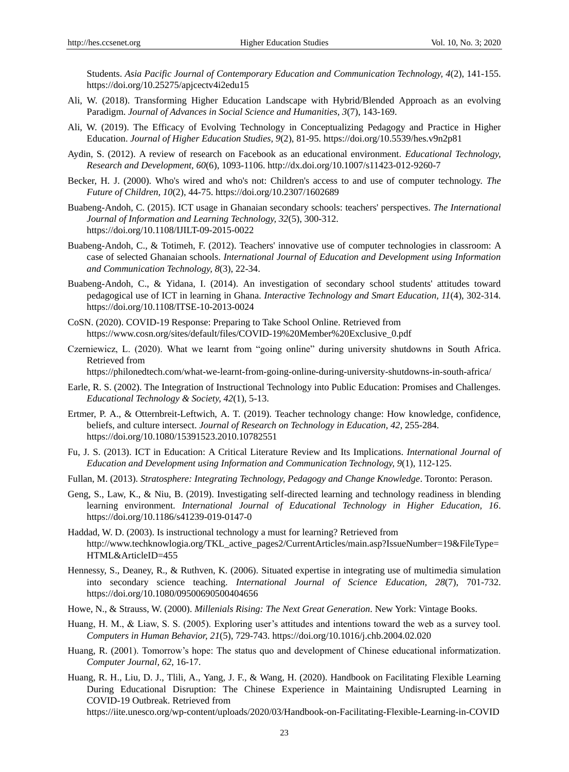Students. *Asia Pacific Journal of Contemporary Education and Communication Technology, 4*(2), 141-155. https://doi.org/10.25275/apjcectv4i2edu15

Ali, W. (2018). Transforming Higher Education Landscape with Hybrid/Blended Approach as an evolving Paradigm. *Journal of Advances in Social Science and Humanities, 3*(7), 143-169.

Ali, W. (2019). The Efficacy of Evolving Technology in Conceptualizing Pedagogy and Practice in Higher Education. *Journal of Higher Education Studies, 9*(2), 81-95. https://doi.org/10.5539/hes.v9n2p81

Aydin, S. (2012). A review of research on Facebook as an educational environment. *Educational Technology, Research and Development, 60*(6), 1093-1106. http://dx.doi.org/10.1007/s11423-012-9260-7

Becker, H. J. (2000). Who's wired and who's not: Children's access to and use of computer technology. *The Future of Children, 10*(2), 44-75. https://doi.org/10.2307/1602689

Buabeng-Andoh, C. (2015). ICT usage in Ghanaian secondary schools: teachers' perspectives. *The International Journal of Information and Learning Technology, 32*(5), 300-312. https://doi.org/10.1108/IJILT-09-2015-0022

Buabeng-Andoh, C., & Totimeh, F. (2012). Teachers' innovative use of computer technologies in classroom: A case of selected Ghanaian schools. *International Journal of Education and Development using Information and Communication Technology, 8*(3), 22-34.

Buabeng-Andoh, C., & Yidana, I. (2014). An investigation of secondary school students' attitudes toward pedagogical use of ICT in learning in Ghana. *Interactive Technology and Smart Education, 11*(4), 302-314. https://doi.org/10.1108/ITSE-10-2013-0024

CoSN. (2020). COVID-19 Response: Preparing to Take School Online. Retrieved from https://www.cosn.org/sites/default/files/COVID-19%20Member%20Exclusive_0.pdf

Czerniewicz, L. (2020). What we learnt from "going online" during university shutdowns in South Africa. Retrieved from https://philonedtech.com/what-we-learnt-from-going-online-during-university-shutdowns-in-south-africa/

Earle, R. S. (2002). The Integration of Instructional Technology into Public Education: Promises and Challenges. *Educational Technology & Society, 42*(1), 5-13.

Ertmer, P. A., & Otternbreit-Leftwich, A. T. (2019). Teacher technology change: How knowledge, confidence, beliefs, and culture intersect. *Journal of Research on Technology in Education, 42*, 255-284. https://doi.org/10.1080/15391523.2010.10782551

Fu, J. S. (2013). ICT in Education: A Critical Literature Review and Its Implications. *International Journal of Education and Development using Information and Communication Technology, 9*(1), 112-125.

Fullan, M. (2013). *Stratosphere: Integrating Technology, Pedagogy and Change Knowledge*. Toronto: Perason.

Geng, S., Law, K., & Niu, B. (2019). Investigating self-directed learning and technology readiness in blending learning environment. *International Journal of Educational Technology in Higher Education, 16*. https://doi.org/10.1186/s41239-019-0147-0

Haddad, W. D. (2003). Is instructional technology a must for learning? Retrieved from http://www.techknowlogia.org/TKL_active_pages2/CurrentArticles/main.asp?IssueNumber=19&FileType=HTML&ArticleID=455

Hennessy, S., Deaney, R., & Ruthven, K. (2006). Situated expertise in integrating use of multimedia simulation into secondary science teaching. *International Journal of Science Education, 28*(7), 701-732. https://doi.org/10.1080/09500690500404656

Howe, N., & Strauss, W. (2000). *Millenials Rising: The Next Great Generation*. New York: Vintage Books.

Huang, H. M., & Liaw, S. S. (2005). Exploring user's attitudes and intentions toward the web as a survey tool. *Computers in Human Behavior, 21*(5), 729-743. https://doi.org/10.1016/j.chb.2004.02.020

Huang, R. (2001). Tomorrow's hope: The status quo and development of Chinese educational informatization. *Computer Journal, 62*, 16-17.

Huang, R. H., Liu, D. J., Tlili, A., Yang, J. F., & Wang, H. (2020). Handbook on Facilitating Flexible Learning During Educational Disruption: The Chinese Experience in Maintaining Undisrupted Learning in COVID-19 Outbreak. Retrieved from https://iite.unesco.org/wp-content/uploads/2020/03/Handbook-on-Facilitating-Flexible-Learning-in-COVID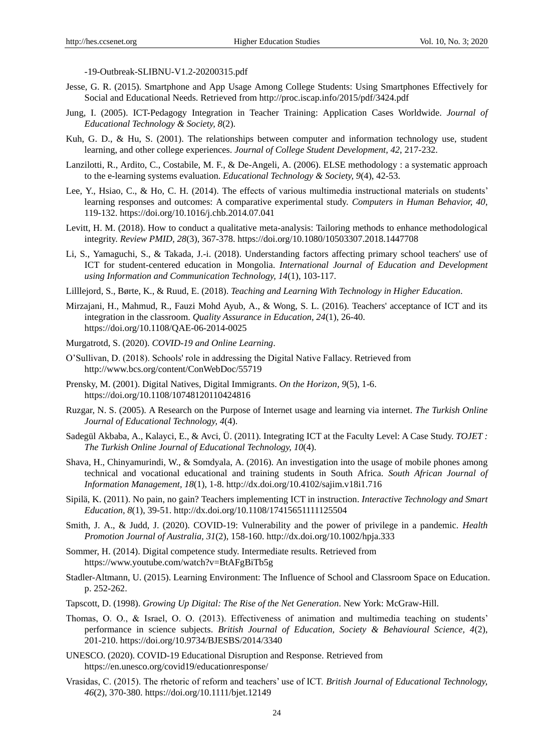-19-Outbreak-SLIBNU-V1.2-20200315.pdf

Jesse, G. R. (2015). Smartphone and App Usage Among College Students: Using Smartphones Effectively for Social and Educational Needs. Retrieved from http://proc.iscap.info/2015/pdf/3424.pdf

Jung, I. (2005). ICT-Pedagogy Integration in Teacher Training: Application Cases Worldwide. *Journal of Educational Technology & Society, 8*(2).

Kuh, G. D., & Hu, S. (2001). The relationships between computer and information technology use, student learning, and other college experiences. *Journal of College Student Development, 42*, 217-232.

Lanzilotti, R., Ardito, C., Costabile, M. F., & De-Angeli, A. (2006). ELSE methodology : a systematic approach to the e-learning systems evaluation. *Educational Technology & Society, 9*(4), 42-53.

Lee, Y., Hsiao, C., & Ho, C. H. (2014). The effects of various multimedia instructional materials on students' learning responses and outcomes: A comparative experimental study. *Computers in Human Behavior, 40*, 119-132. https://doi.org/10.1016/j.chb.2014.07.041

Levitt, H. M. (2018). How to conduct a qualitative meta-analysis: Tailoring methods to enhance methodological integrity. *Review PMID, 28*(3), 367-378. https://doi.org/10.1080/10503307.2018.1447708

Li, S., Yamaguchi, S., & Takada, J.-i. (2018). Understanding factors affecting primary school teachers' use of ICT for student-centered education in Mongolia. *International Journal of Education and Development using Information and Communication Technology, 14*(1), 103-117.

Lilllejord, S., Børte, K., & Ruud, E. (2018). *Teaching and Learning With Technology in Higher Education*.

Mirzajani, H., Mahmud, R., Fauzi Mohd Ayub, A., & Wong, S. L. (2016). Teachers' acceptance of ICT and its integration in the classroom. *Quality Assurance in Education, 24*(1), 26-40. https://doi.org/10.1108/QAE-06-2014-0025

Murgatrotd, S. (2020). *COVID-19 and Online Learning*.

O'Sullivan, D. (2018). Schools' role in addressing the Digital Native Fallacy. Retrieved from http://www.bcs.org/content/ConWebDoc/55719

Prensky, M. (2001). Digital Natives, Digital Immigrants. *On the Horizon, 9*(5), 1-6. https://doi.org/10.1108/10748120110424816

Ruzgar, N. S. (2005). A Research on the Purpose of Internet usage and learning via internet. *The Turkish Online Journal of Educational Technology, 4*(4).

Sadegül Akbaba, A., Kalayci, E., & Avci, Ü. (2011). Integrating ICT at the Faculty Level: A Case Study. *TOJET : The Turkish Online Journal of Educational Technology, 10*(4).

Shava, H., Chinyamurindi, W., & Somdyala, A. (2016). An investigation into the usage of mobile phones among technical and vocational educational and training students in South Africa. *South African Journal of Information Management, 18*(1), 1-8. http://dx.doi.org/10.4102/sajim.v18i1.716

Sipilä, K. (2011). No pain, no gain? Teachers implementing ICT in instruction. *Interactive Technology and Smart Education, 8*(1), 39-51. http://dx.doi.org/10.1108/17415651111125504

Smith, J. A., & Judd, J. (2020). COVID-19: Vulnerability and the power of privilege in a pandemic. *Health Promotion Journal of Australia, 31*(2), 158-160. http://dx.doi.org/10.1002/hpja.333

Sommer, H. (2014). Digital competence study. Intermediate results. Retrieved from https://www.youtube.com/watch?v=BtAFgBiTb5g

Stadler-Altmann, U. (2015). Learning Environment: The Influence of School and Classroom Space on Education. p. 252-262.

Tapscott, D. (1998). *Growing Up Digital: The Rise of the Net Generation*. New York: McGraw-Hill.

Thomas, O. O., & Israel, O. O. (2013). Effectiveness of animation and multimedia teaching on students' performance in science subjects. *British Journal of Education, Society & Behavioural Science, 4*(2), 201-210. https://doi.org/10.9734/BJESBS/2014/3340

UNESCO. (2020). COVID-19 Educational Disruption and Response. Retrieved from https://en.unesco.org/covid19/educationresponse/

Vrasidas, C. (2015). The rhetoric of reform and teachers' use of ICT. *British Journal of Educational Technology, 46*(2), 370-380. https://doi.org/10.1111/bjet.12149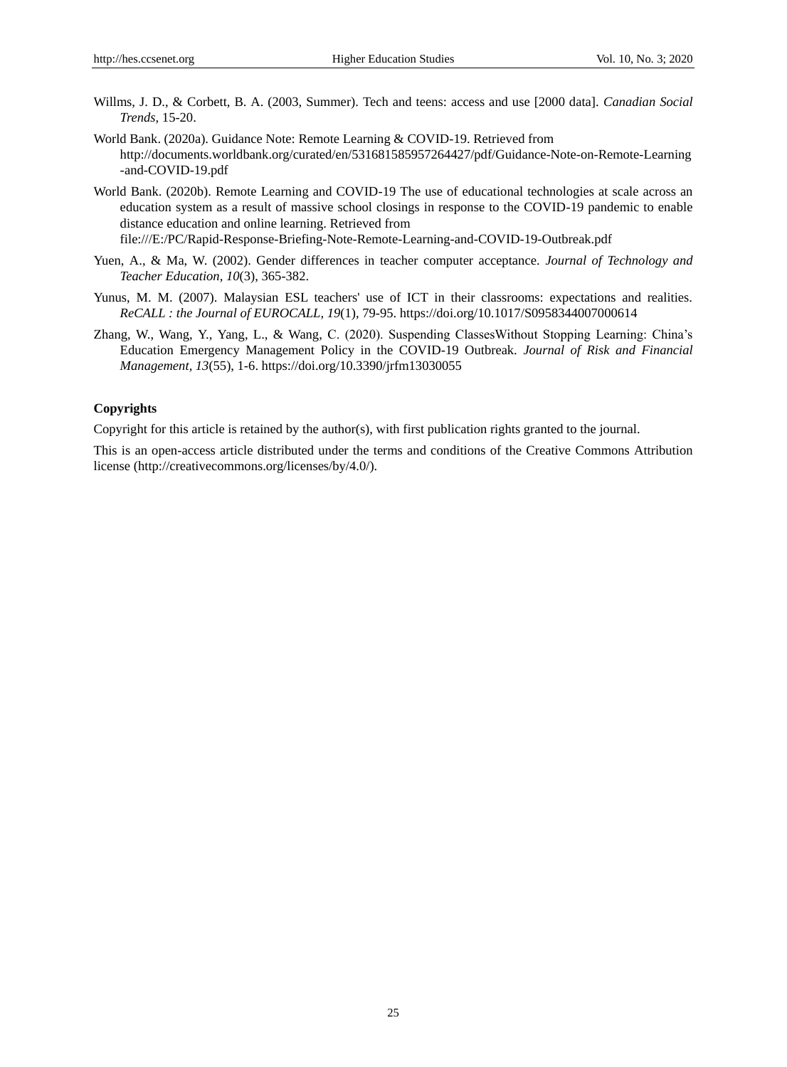Willms, J. D., & Corbett, B. A. (2003, Summer). Tech and teens: access and use [2000 data]. *Canadian Social Trends*, 15-20.

World Bank. (2020a). Guidance Note: Remote Learning & COVID-19. Retrieved from http://documents.worldbank.org/curated/en/531681585957264427/pdf/Guidance-Note-on-Remote-Learning-and-COVID-19.pdf

World Bank. (2020b). Remote Learning and COVID-19 The use of educational technologies at scale across an education system as a result of massive school closings in response to the COVID-19 pandemic to enable distance education and online learning. Retrieved from file:///E:/PC/Rapid-Response-Briefing-Note-Remote-Learning-and-COVID-19-Outbreak.pdf

Yuen, A., & Ma, W. (2002). Gender differences in teacher computer acceptance. *Journal of Technology and Teacher Education, 10*(3), 365-382.

Yunus, M. M. (2007). Malaysian ESL teachers' use of ICT in their classrooms: expectations and realities. *ReCALL : the Journal of EUROCALL, 19*(1), 79-95. https://doi.org/10.1017/S0958344007000614

Zhang, W., Wang, Y., Yang, L., & Wang, C. (2020). Suspending ClassesWithout Stopping Learning: China's Education Emergency Management Policy in the COVID-19 Outbreak. *Journal of Risk and Financial Management, 13*(55), 1-6. https://doi.org/10.3390/jrfm13030055

**Copyrights**

Copyright for this article is retained by the author(s), with first publication rights granted to the journal.

This is an open-access article distributed under the terms and conditions of the Creative Commons Attribution license (http://creativecommons.org/licenses/by/4.0/).